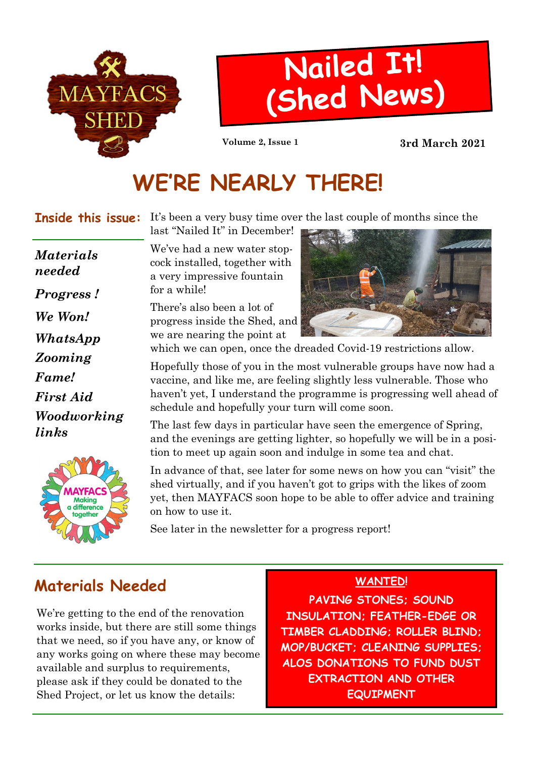MAYFACS SHED

# Nailed It! (Shed News)

**Volume 2, Issue 1** **3rd March 2021**

# WE'RE NEARLY THERE!

**Inside this issue:**

- *Materials needed*
- *Progress !*
- *We Won!*
- *WhatsApp*
- *Zooming*
- *Fame!*
- *First Aid*
- *Woodworking links*

MAYFACS Making a difference together

It's been a very busy time over the last couple of months since the last "Nailed It" in December!

We've had a new water stop-cock installed, together with a very impressive fountain for a while!

There's also been a lot of progress inside the Shed, and we are nearing the point at which we can open, once the dreaded Covid-19 restrictions allow.

Hopefully those of you in the most vulnerable groups have now had a vaccine, and like me, are feeling slightly less vulnerable. Those who haven't yet, I understand the programme is progressing well ahead of schedule and hopefully your turn will come soon.

The last few days in particular have seen the emergence of Spring, and the evenings are getting lighter, so hopefully we will be in a position to meet up again soon and indulge in some tea and chat.

In advance of that, see later for some news on how you can "visit" the shed virtually, and if you haven't got to grips with the likes of zoom yet, then MAYFACS soon hope to be able to offer advice and training on how to use it.

See later in the newsletter for a progress report!

## Materials Needed

We're getting to the end of the renovation works inside, but there are still some things that we need, so if you have any, or know of any works going on where these may become available and surplus to requirements, please ask if they could be donated to the Shed Project, or let us know the details:

**WANTED!**

**PAVING STONES; SOUND INSULATION; FEATHER-EDGE OR TIMBER CLADDING; ROLLER BLIND; MOP/BUCKET; CLEANING SUPPLIES; ALOS DONATIONS TO FUND DUST EXTRACTION AND OTHER EQUIPMENT**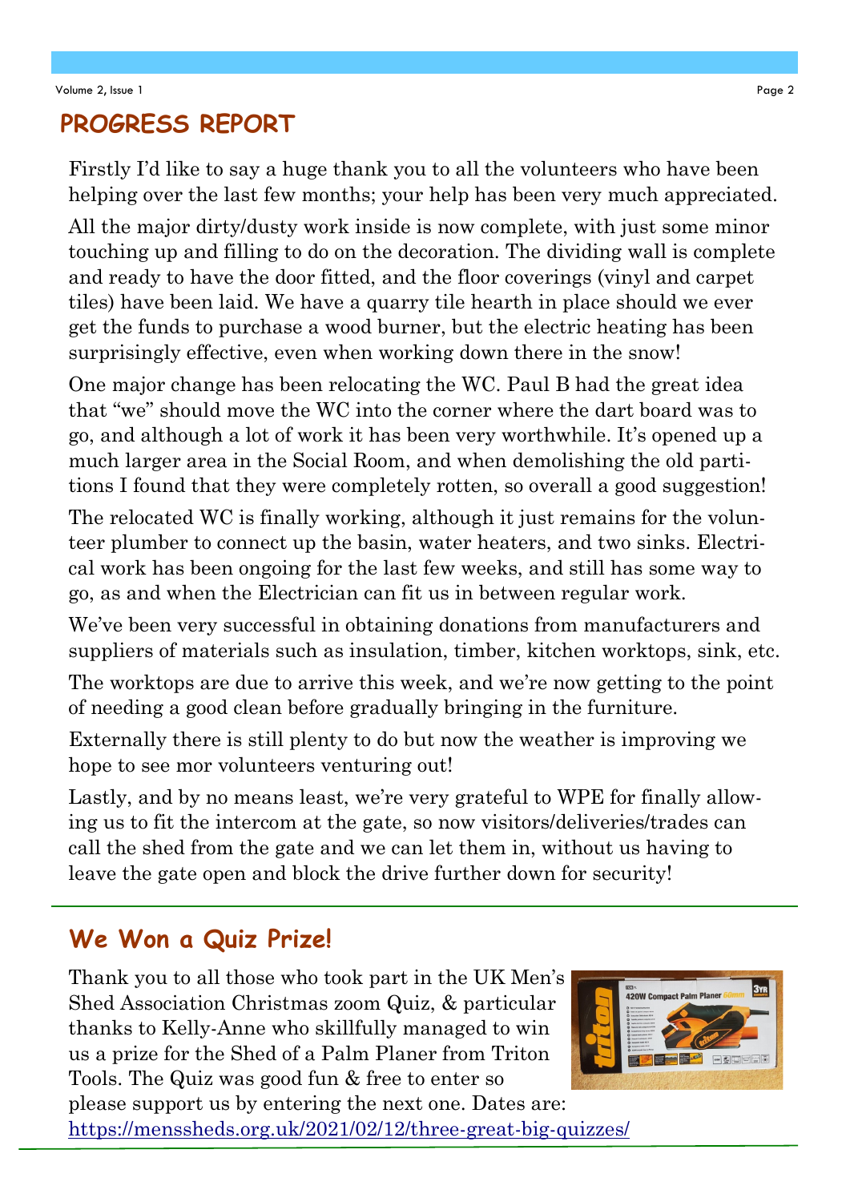## PROGRESS REPORT

Firstly I'd like to say a huge thank you to all the volunteers who have been helping over the last few months; your help has been very much appreciated.

All the major dirty/dusty work inside is now complete, with just some minor touching up and filling to do on the decoration. The dividing wall is complete and ready to have the door fitted, and the floor coverings (vinyl and carpet tiles) have been laid. We have a quarry tile hearth in place should we ever get the funds to purchase a wood burner, but the electric heating has been surprisingly effective, even when working down there in the snow!

One major change has been relocating the WC. Paul B had the great idea that "we" should move the WC into the corner where the dart board was to go, and although a lot of work it has been very worthwhile. It's opened up a much larger area in the Social Room, and when demolishing the old partitions I found that they were completely rotten, so overall a good suggestion!

The relocated WC is finally working, although it just remains for the volunteer plumber to connect up the basin, water heaters, and two sinks. Electrical work has been ongoing for the last few weeks, and still has some way to go, as and when the Electrician can fit us in between regular work.

We've been very successful in obtaining donations from manufacturers and suppliers of materials such as insulation, timber, kitchen worktops, sink, etc.

The worktops are due to arrive this week, and we're now getting to the point of needing a good clean before gradually bringing in the furniture.

Externally there is still plenty to do but now the weather is improving we hope to see mor volunteers venturing out!

Lastly, and by no means least, we're very grateful to WPE for finally allowing us to fit the intercom at the gate, so now visitors/deliveries/trades can call the shed from the gate and we can let them in, without us having to leave the gate open and block the drive further down for security!

## We Won a Quiz Prize!

Thank you to all those who took part in the UK Men's Shed Association Christmas zoom Quiz, & particular thanks to Kelly-Anne who skillfully managed to win us a prize for the Shed of a Palm Planer from Triton Tools. The Quiz was good fun & free to enter so please support us by entering the next one. Dates are: https://menssheds.org.uk/2021/02/12/three-great-big-quizzes/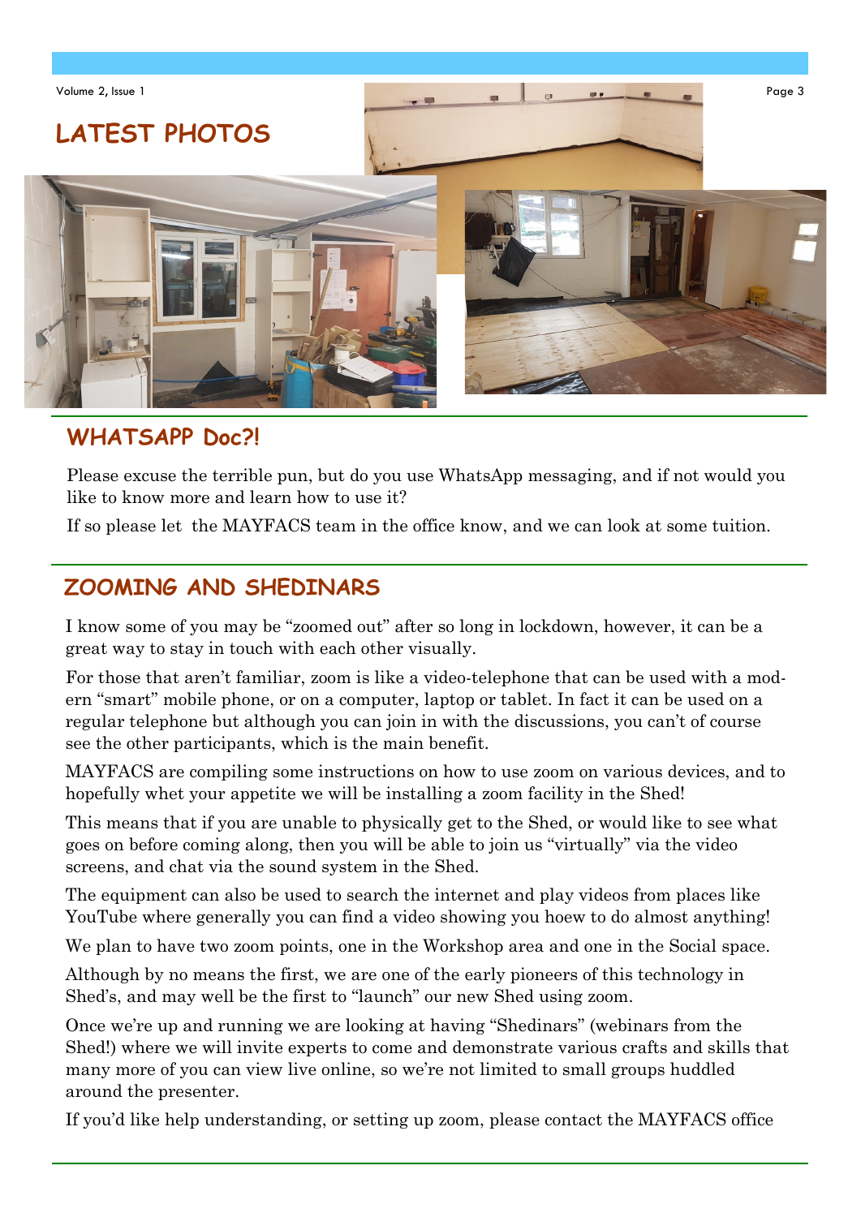## LATEST PHOTOS

## WHATSAPP Doc?!

Please excuse the terrible pun, but do you use WhatsApp messaging, and if not would you like to know more and learn how to use it?

If so please let the MAYFACS team in the office know, and we can look at some tuition.

## ZOOMING AND SHEDINARS

I know some of you may be "zoomed out" after so long in lockdown, however, it can be a great way to stay in touch with each other visually.

For those that aren't familiar, zoom is like a video-telephone that can be used with a modern "smart" mobile phone, or on a computer, laptop or tablet. In fact it can be used on a regular telephone but although you can join in with the discussions, you can't of course see the other participants, which is the main benefit.

MAYFACS are compiling some instructions on how to use zoom on various devices, and to hopefully whet your appetite we will be installing a zoom facility in the Shed!

This means that if you are unable to physically get to the Shed, or would like to see what goes on before coming along, then you will be able to join us "virtually" via the video screens, and chat via the sound system in the Shed.

The equipment can also be used to search the internet and play videos from places like YouTube where generally you can find a video showing you hoew to do almost anything!

We plan to have two zoom points, one in the Workshop area and one in the Social space.

Although by no means the first, we are one of the early pioneers of this technology in Shed's, and may well be the first to "launch" our new Shed using zoom.

Once we're up and running we are looking at having "Shedinars" (webinars from the Shed!) where we will invite experts to come and demonstrate various crafts and skills that many more of you can view live online, so we're not limited to small groups huddled around the presenter.

If you'd like help understanding, or setting up zoom, please contact the MAYFACS office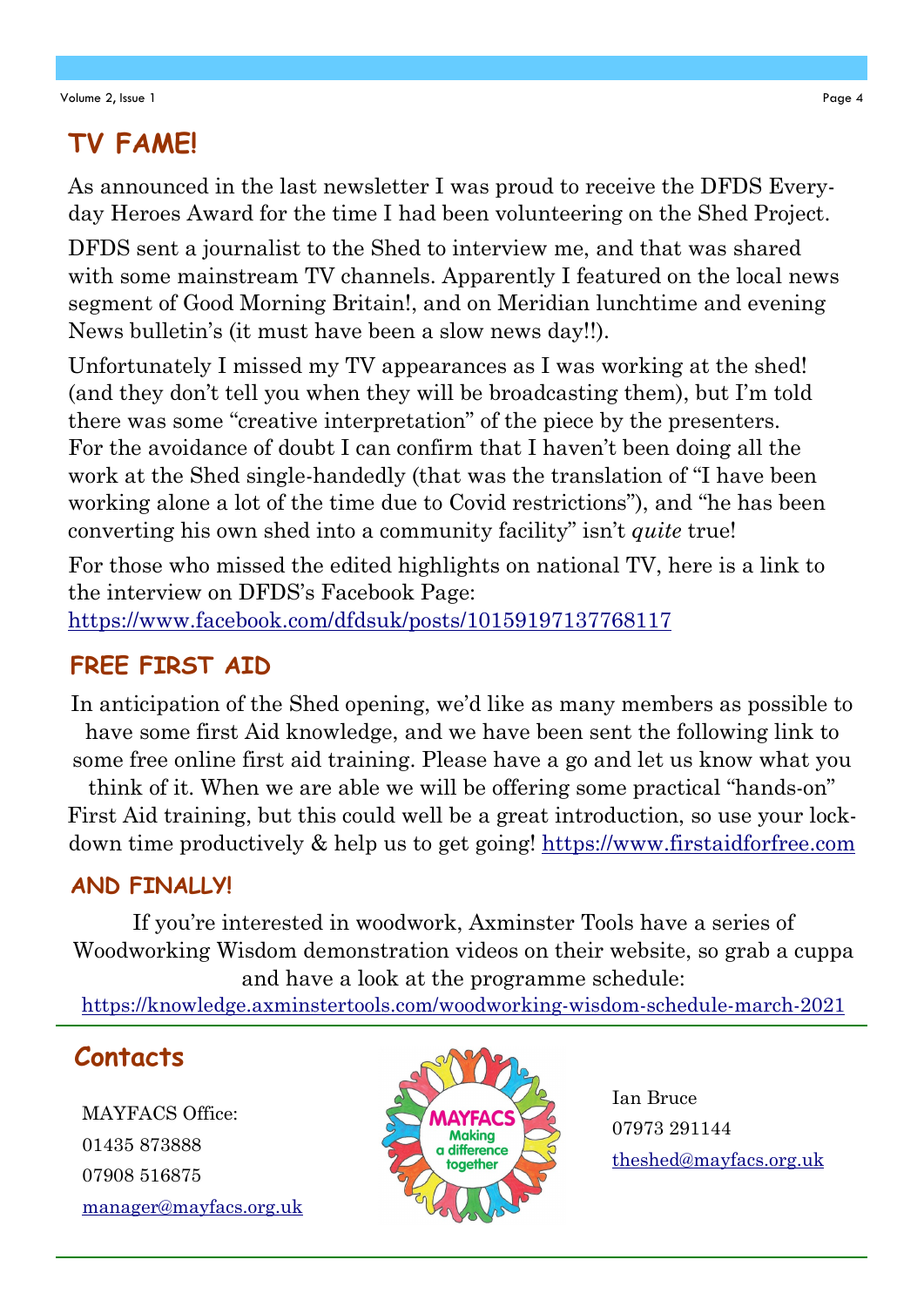## TV FAME!

As announced in the last newsletter I was proud to receive the DFDS Everyday Heroes Award for the time I had been volunteering on the Shed Project.

DFDS sent a journalist to the Shed to interview me, and that was shared with some mainstream TV channels. Apparently I featured on the local news segment of Good Morning Britain!, and on Meridian lunchtime and evening News bulletin's (it must have been a slow news day!!).

Unfortunately I missed my TV appearances as I was working at the shed! (and they don't tell you when they will be broadcasting them), but I'm told there was some "creative interpretation" of the piece by the presenters. For the avoidance of doubt I can confirm that I haven't been doing all the work at the Shed single-handedly (that was the translation of "I have been working alone a lot of the time due to Covid restrictions"), and "he has been converting his own shed into a community facility" isn't *quite* true!

For those who missed the edited highlights on national TV, here is a link to the interview on DFDS's Facebook Page: https://www.facebook.com/dfdsuk/posts/10159197137768117

## FREE FIRST AID

In anticipation of the Shed opening, we'd like as many members as possible to have some first Aid knowledge, and we have been sent the following link to some free online first aid training. Please have a go and let us know what you think of it. When we are able we will be offering some practical "hands-on" First Aid training, but this could well be a great introduction, so use your lock-down time productively & help us to get going! https://www.firstaidforfree.com

## AND FINALLY!

If you're interested in woodwork, Axminster Tools have a series of Woodworking Wisdom demonstration videos on their website, so grab a cuppa and have a look at the programme schedule: https://knowledge.axminstertools.com/woodworking-wisdom-schedule-march-2021

## Contacts

MAYFACS Office:
01435 873888
07908 516875
manager@mayfacs.org.uk

MAYFACS
Making a difference together

Ian Bruce
07973 291144
theshed@mayfacs.org.uk